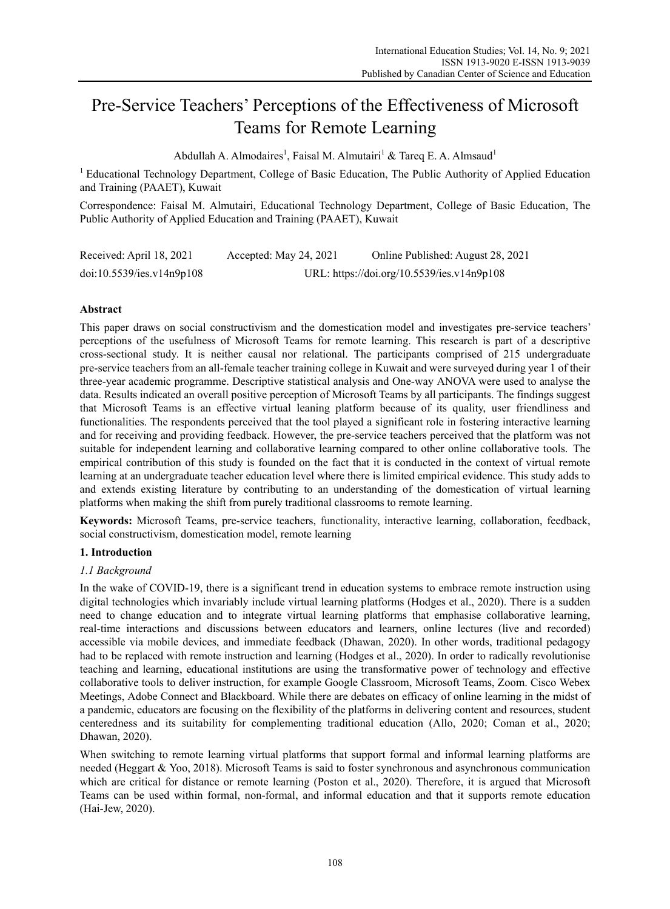# Pre-Service Teachers' Perceptions of the Effectiveness of Microsoft Teams for Remote Learning

Abdullah A. Almodaires[1], Faisal M. Almutairi[1] & Tareq E. A. Almsaud[1]

[1] Educational Technology Department, College of Basic Education, The Public Authority of Applied Education and Training (PAAET), Kuwait

Correspondence: Faisal M. Almutairi, Educational Technology Department, College of Basic Education, The Public Authority of Applied Education and Training (PAAET), Kuwait

Received: April 18, 2021 Accepted: May 24, 2021 Online Published: August 28, 2021

doi:10.5539/ies.v14n9p108 URL: https://doi.org/10.5539/ies.v14n9p108

## Abstract

This paper draws on social constructivism and the domestication model and investigates pre-service teachers' perceptions of the usefulness of Microsoft Teams for remote learning. This research is part of a descriptive cross-sectional study. It is neither causal nor relational. The participants comprised of 215 undergraduate pre-service teachers from an all-female teacher training college in Kuwait and were surveyed during year 1 of their three-year academic programme. Descriptive statistical analysis and One-way ANOVA were used to analyse the data. Results indicated an overall positive perception of Microsoft Teams by all participants. The findings suggest that Microsoft Teams is an effective virtual leaning platform because of its quality, user friendliness and functionalities. The respondents perceived that the tool played a significant role in fostering interactive learning and for receiving and providing feedback. However, the pre-service teachers perceived that the platform was not suitable for independent learning and collaborative learning compared to other online collaborative tools. The empirical contribution of this study is founded on the fact that it is conducted in the context of virtual remote learning at an undergraduate teacher education level where there is limited empirical evidence. This study adds to and extends existing literature by contributing to an understanding of the domestication of virtual learning platforms when making the shift from purely traditional classrooms to remote learning.

**Keywords:** Microsoft Teams, pre-service teachers, functionality, interactive learning, collaboration, feedback, social constructivism, domestication model, remote learning

## 1. Introduction

### 1.1 Background

In the wake of COVID-19, there is a significant trend in education systems to embrace remote instruction using digital technologies which invariably include virtual learning platforms (Hodges et al., 2020). There is a sudden need to change education and to integrate virtual learning platforms that emphasise collaborative learning, real-time interactions and discussions between educators and learners, online lectures (live and recorded) accessible via mobile devices, and immediate feedback (Dhawan, 2020). In other words, traditional pedagogy had to be replaced with remote instruction and learning (Hodges et al., 2020). In order to radically revolutionise teaching and learning, educational institutions are using the transformative power of technology and effective collaborative tools to deliver instruction, for example Google Classroom, Microsoft Teams, Zoom. Cisco Webex Meetings, Adobe Connect and Blackboard. While there are debates on efficacy of online learning in the midst of a pandemic, educators are focusing on the flexibility of the platforms in delivering content and resources, student centeredness and its suitability for complementing traditional education (Allo, 2020; Coman et al., 2020; Dhawan, 2020).

When switching to remote learning virtual platforms that support formal and informal learning platforms are needed (Heggart & Yoo, 2018). Microsoft Teams is said to foster synchronous and asynchronous communication which are critical for distance or remote learning (Poston et al., 2020). Therefore, it is argued that Microsoft Teams can be used within formal, non-formal, and informal education and that it supports remote education (Hai-Jew, 2020).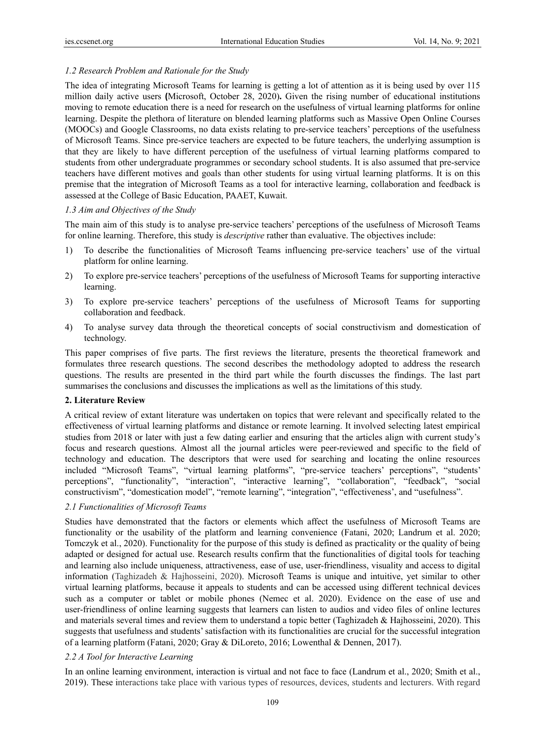### *1.2 Research Problem and Rationale for the Study*

The idea of integrating Microsoft Teams for learning is getting a lot of attention as it is being used by over 115 million daily active users **(**Microsoft, October 28, 2020)**.** Given the rising number of educational institutions moving to remote education there is a need for research on the usefulness of virtual learning platforms for online learning. Despite the plethora of literature on blended learning platforms such as Massive Open Online Courses (MOOCs) and Google Classrooms, no data exists relating to pre-service teachers' perceptions of the usefulness of Microsoft Teams. Since pre-service teachers are expected to be future teachers, the underlying assumption is that they are likely to have different perception of the usefulness of virtual learning platforms compared to students from other undergraduate programmes or secondary school students. It is also assumed that pre-service teachers have different motives and goals than other students for using virtual learning platforms. It is on this premise that the integration of Microsoft Teams as a tool for interactive learning, collaboration and feedback is assessed at the College of Basic Education, PAAET, Kuwait.

### *1.3 Aim and Objectives of the Study*

The main aim of this study is to analyse pre-service teachers' perceptions of the usefulness of Microsoft Teams for online learning. Therefore, this study is *descriptive* rather than evaluative. The objectives include:

1) To describe the functionalities of Microsoft Teams influencing pre-service teachers' use of the virtual platform for online learning.
2) To explore pre-service teachers' perceptions of the usefulness of Microsoft Teams for supporting interactive learning.
3) To explore pre-service teachers' perceptions of the usefulness of Microsoft Teams for supporting collaboration and feedback.
4) To analyse survey data through the theoretical concepts of social constructivism and domestication of technology.

This paper comprises of five parts. The first reviews the literature, presents the theoretical framework and formulates three research questions. The second describes the methodology adopted to address the research questions. The results are presented in the third part while the fourth discusses the findings. The last part summarises the conclusions and discusses the implications as well as the limitations of this study.

## **2. Literature Review**

A critical review of extant literature was undertaken on topics that were relevant and specifically related to the effectiveness of virtual learning platforms and distance or remote learning. It involved selecting latest empirical studies from 2018 or later with just a few dating earlier and ensuring that the articles align with current study's focus and research questions. Almost all the journal articles were peer-reviewed and specific to the field of technology and education. The descriptors that were used for searching and locating the online resources included "Microsoft Teams", "virtual learning platforms", "pre-service teachers' perceptions", "students' perceptions", "functionality", "interaction", "interactive learning", "collaboration", "feedback", "social constructivism", "domestication model", "remote learning", "integration", "effectiveness', and "usefulness".

### *2.1 Functionalities of Microsoft Teams*

Studies have demonstrated that the factors or elements which affect the usefulness of Microsoft Teams are functionality or the usability of the platform and learning convenience (Fatani, 2020; Landrum et al. 2020; Tomczyk et al., 2020). Functionality for the purpose of this study is defined as practicality or the quality of being adapted or designed for actual use. Research results confirm that the functionalities of digital tools for teaching and learning also include uniqueness, attractiveness, ease of use, user-friendliness, visuality and access to digital information (Taghizadeh & Hajhosseini, 2020). Microsoft Teams is unique and intuitive, yet similar to other virtual learning platforms, because it appeals to students and can be accessed using different technical devices such as a computer or tablet or mobile phones (Nemec et al. 2020). Evidence on the ease of use and user-friendliness of online learning suggests that learners can listen to audios and video files of online lectures and materials several times and review them to understand a topic better (Taghizadeh & Hajhosseini, 2020). This suggests that usefulness and students' satisfaction with its functionalities are crucial for the successful integration of a learning platform (Fatani, 2020; Gray & DiLoreto, 2016; Lowenthal & Dennen, 2017).

### *2.2 A Tool for Interactive Learning*

In an online learning environment, interaction is virtual and not face to face (Landrum et al., 2020; Smith et al., 2019). These interactions take place with various types of resources, devices, students and lecturers. With regard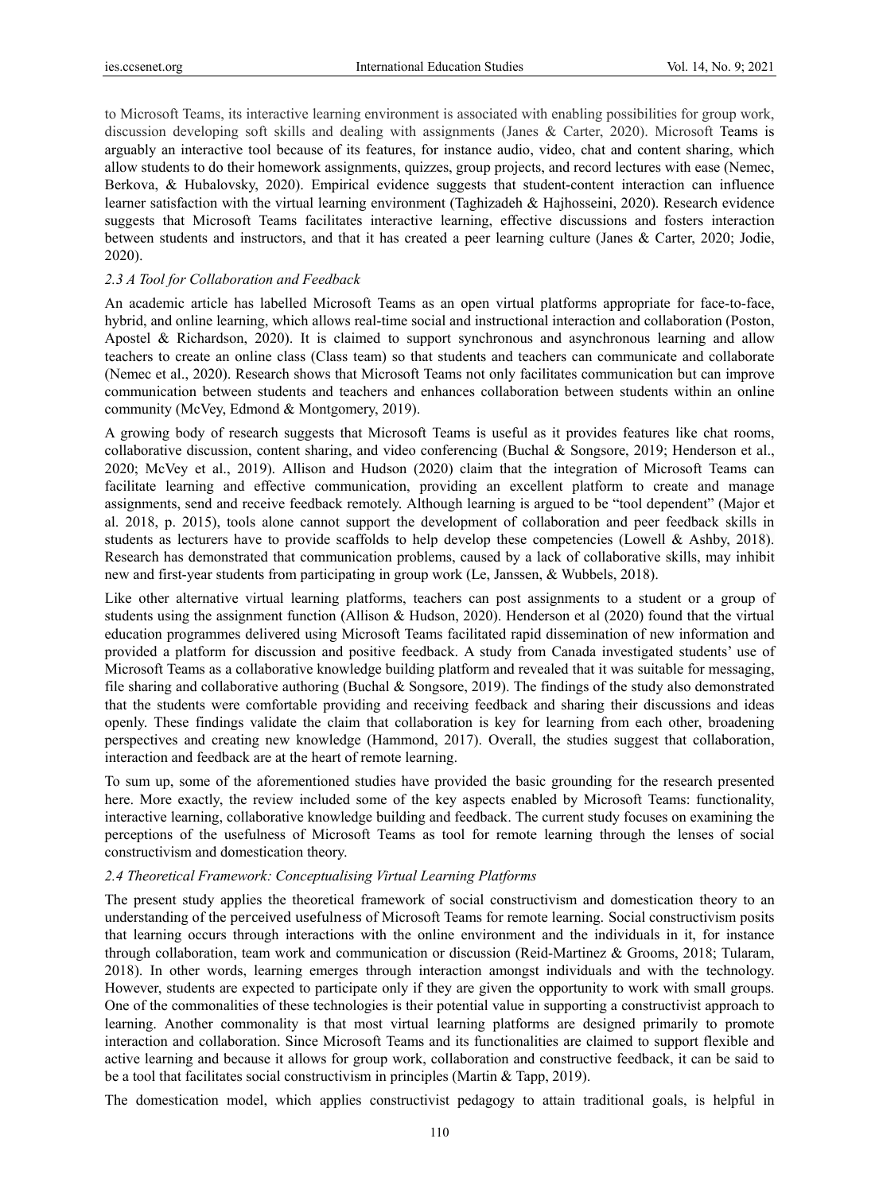to Microsoft Teams, its interactive learning environment is associated with enabling possibilities for group work, discussion developing soft skills and dealing with assignments (Janes & Carter, 2020). Microsoft Teams is arguably an interactive tool because of its features, for instance audio, video, chat and content sharing, which allow students to do their homework assignments, quizzes, group projects, and record lectures with ease (Nemec, Berkova, & Hubalovsky, 2020). Empirical evidence suggests that student-content interaction can influence learner satisfaction with the virtual learning environment (Taghizadeh & Hajhosseini, 2020). Research evidence suggests that Microsoft Teams facilitates interactive learning, effective discussions and fosters interaction between students and instructors, and that it has created a peer learning culture (Janes & Carter, 2020; Jodie, 2020).

### *2.3 A Tool for Collaboration and Feedback*

An academic article has labelled Microsoft Teams as an open virtual platforms appropriate for face-to-face, hybrid, and online learning, which allows real-time social and instructional interaction and collaboration (Poston, Apostel & Richardson, 2020). It is claimed to support synchronous and asynchronous learning and allow teachers to create an online class (Class team) so that students and teachers can communicate and collaborate (Nemec et al., 2020). Research shows that Microsoft Teams not only facilitates communication but can improve communication between students and teachers and enhances collaboration between students within an online community (McVey, Edmond & Montgomery, 2019).

A growing body of research suggests that Microsoft Teams is useful as it provides features like chat rooms, collaborative discussion, content sharing, and video conferencing (Buchal & Songsore, 2019; Henderson et al., 2020; McVey et al., 2019). Allison and Hudson (2020) claim that the integration of Microsoft Teams can facilitate learning and effective communication, providing an excellent platform to create and manage assignments, send and receive feedback remotely. Although learning is argued to be "tool dependent" (Major et al. 2018, p. 2015), tools alone cannot support the development of collaboration and peer feedback skills in students as lecturers have to provide scaffolds to help develop these competencies (Lowell & Ashby, 2018). Research has demonstrated that communication problems, caused by a lack of collaborative skills, may inhibit new and first-year students from participating in group work (Le, Janssen, & Wubbels, 2018).

Like other alternative virtual learning platforms, teachers can post assignments to a student or a group of students using the assignment function (Allison & Hudson, 2020). Henderson et al (2020) found that the virtual education programmes delivered using Microsoft Teams facilitated rapid dissemination of new information and provided a platform for discussion and positive feedback. A study from Canada investigated students' use of Microsoft Teams as a collaborative knowledge building platform and revealed that it was suitable for messaging, file sharing and collaborative authoring (Buchal & Songsore, 2019). The findings of the study also demonstrated that the students were comfortable providing and receiving feedback and sharing their discussions and ideas openly. These findings validate the claim that collaboration is key for learning from each other, broadening perspectives and creating new knowledge (Hammond, 2017). Overall, the studies suggest that collaboration, interaction and feedback are at the heart of remote learning.

To sum up, some of the aforementioned studies have provided the basic grounding for the research presented here. More exactly, the review included some of the key aspects enabled by Microsoft Teams: functionality, interactive learning, collaborative knowledge building and feedback. The current study focuses on examining the perceptions of the usefulness of Microsoft Teams as tool for remote learning through the lenses of social constructivism and domestication theory.

### *2.4 Theoretical Framework: Conceptualising Virtual Learning Platforms*

The present study applies the theoretical framework of social constructivism and domestication theory to an understanding of the perceived usefulness of Microsoft Teams for remote learning. Social constructivism posits that learning occurs through interactions with the online environment and the individuals in it, for instance through collaboration, team work and communication or discussion (Reid-Martinez & Grooms, 2018; Tularam, 2018). In other words, learning emerges through interaction amongst individuals and with the technology. However, students are expected to participate only if they are given the opportunity to work with small groups. One of the commonalities of these technologies is their potential value in supporting a constructivist approach to learning. Another commonality is that most virtual learning platforms are designed primarily to promote interaction and collaboration. Since Microsoft Teams and its functionalities are claimed to support flexible and active learning and because it allows for group work, collaboration and constructive feedback, it can be said to be a tool that facilitates social constructivism in principles (Martin & Tapp, 2019).

The domestication model, which applies constructivist pedagogy to attain traditional goals, is helpful in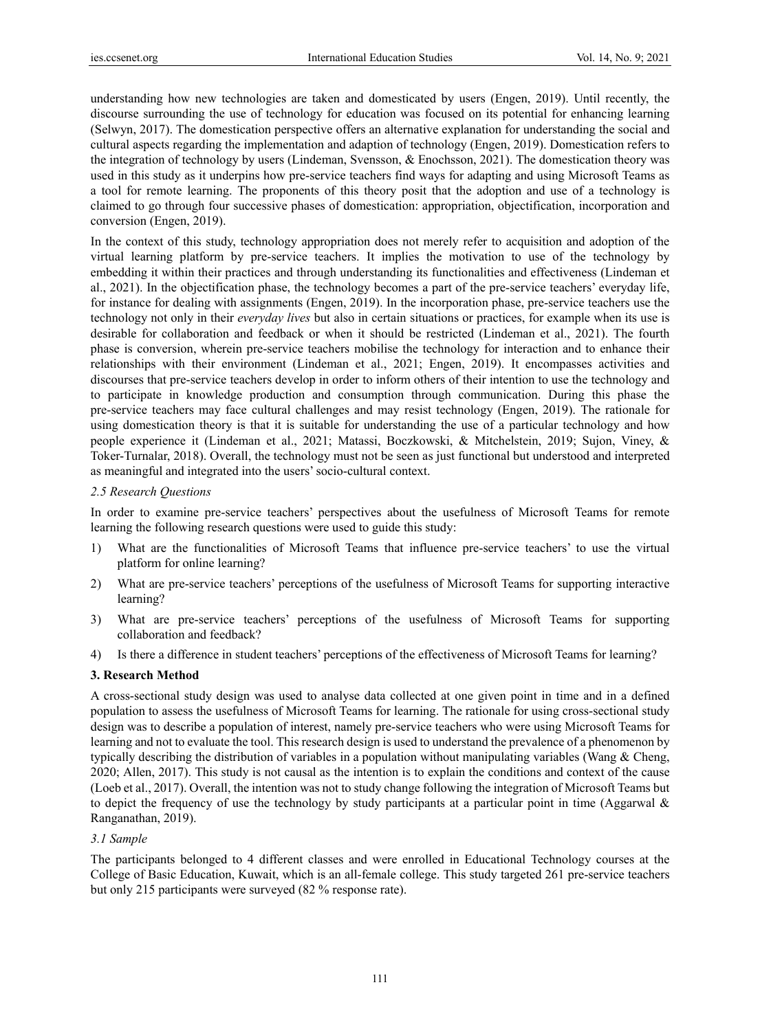understanding how new technologies are taken and domesticated by users (Engen, 2019). Until recently, the discourse surrounding the use of technology for education was focused on its potential for enhancing learning (Selwyn, 2017). The domestication perspective offers an alternative explanation for understanding the social and cultural aspects regarding the implementation and adaption of technology (Engen, 2019). Domestication refers to the integration of technology by users (Lindeman, Svensson, & Enochsson, 2021). The domestication theory was used in this study as it underpins how pre-service teachers find ways for adapting and using Microsoft Teams as a tool for remote learning. The proponents of this theory posit that the adoption and use of a technology is claimed to go through four successive phases of domestication: appropriation, objectification, incorporation and conversion (Engen, 2019).

In the context of this study, technology appropriation does not merely refer to acquisition and adoption of the virtual learning platform by pre-service teachers. It implies the motivation to use of the technology by embedding it within their practices and through understanding its functionalities and effectiveness (Lindeman et al., 2021). In the objectification phase, the technology becomes a part of the pre-service teachers' everyday life, for instance for dealing with assignments (Engen, 2019). In the incorporation phase, pre-service teachers use the technology not only in their *everyday lives* but also in certain situations or practices, for example when its use is desirable for collaboration and feedback or when it should be restricted (Lindeman et al., 2021). The fourth phase is conversion, wherein pre-service teachers mobilise the technology for interaction and to enhance their relationships with their environment (Lindeman et al., 2021; Engen, 2019). It encompasses activities and discourses that pre-service teachers develop in order to inform others of their intention to use the technology and to participate in knowledge production and consumption through communication. During this phase the pre-service teachers may face cultural challenges and may resist technology (Engen, 2019). The rationale for using domestication theory is that it is suitable for understanding the use of a particular technology and how people experience it (Lindeman et al., 2021; Matassi, Boczkowski, & Mitchelstein, 2019; Sujon, Viney, & Toker-Turnalar, 2018). Overall, the technology must not be seen as just functional but understood and interpreted as meaningful and integrated into the users' socio-cultural context.

### *2.5 Research Questions*

In order to examine pre-service teachers' perspectives about the usefulness of Microsoft Teams for remote learning the following research questions were used to guide this study:

1) What are the functionalities of Microsoft Teams that influence pre-service teachers' to use the virtual platform for online learning?
2) What are pre-service teachers' perceptions of the usefulness of Microsoft Teams for supporting interactive learning?
3) What are pre-service teachers' perceptions of the usefulness of Microsoft Teams for supporting collaboration and feedback?
4) Is there a difference in student teachers' perceptions of the effectiveness of Microsoft Teams for learning?

## **3. Research Method**

A cross-sectional study design was used to analyse data collected at one given point in time and in a defined population to assess the usefulness of Microsoft Teams for learning. The rationale for using cross-sectional study design was to describe a population of interest, namely pre-service teachers who were using Microsoft Teams for learning and not to evaluate the tool. This research design is used to understand the prevalence of a phenomenon by typically describing the distribution of variables in a population without manipulating variables (Wang & Cheng, 2020; Allen, 2017). This study is not causal as the intention is to explain the conditions and context of the cause (Loeb et al., 2017). Overall, the intention was not to study change following the integration of Microsoft Teams but to depict the frequency of use the technology by study participants at a particular point in time (Aggarwal & Ranganathan, 2019).

### *3.1 Sample*

The participants belonged to 4 different classes and were enrolled in Educational Technology courses at the College of Basic Education, Kuwait, which is an all-female college. This study targeted 261 pre-service teachers but only 215 participants were surveyed (82 % response rate).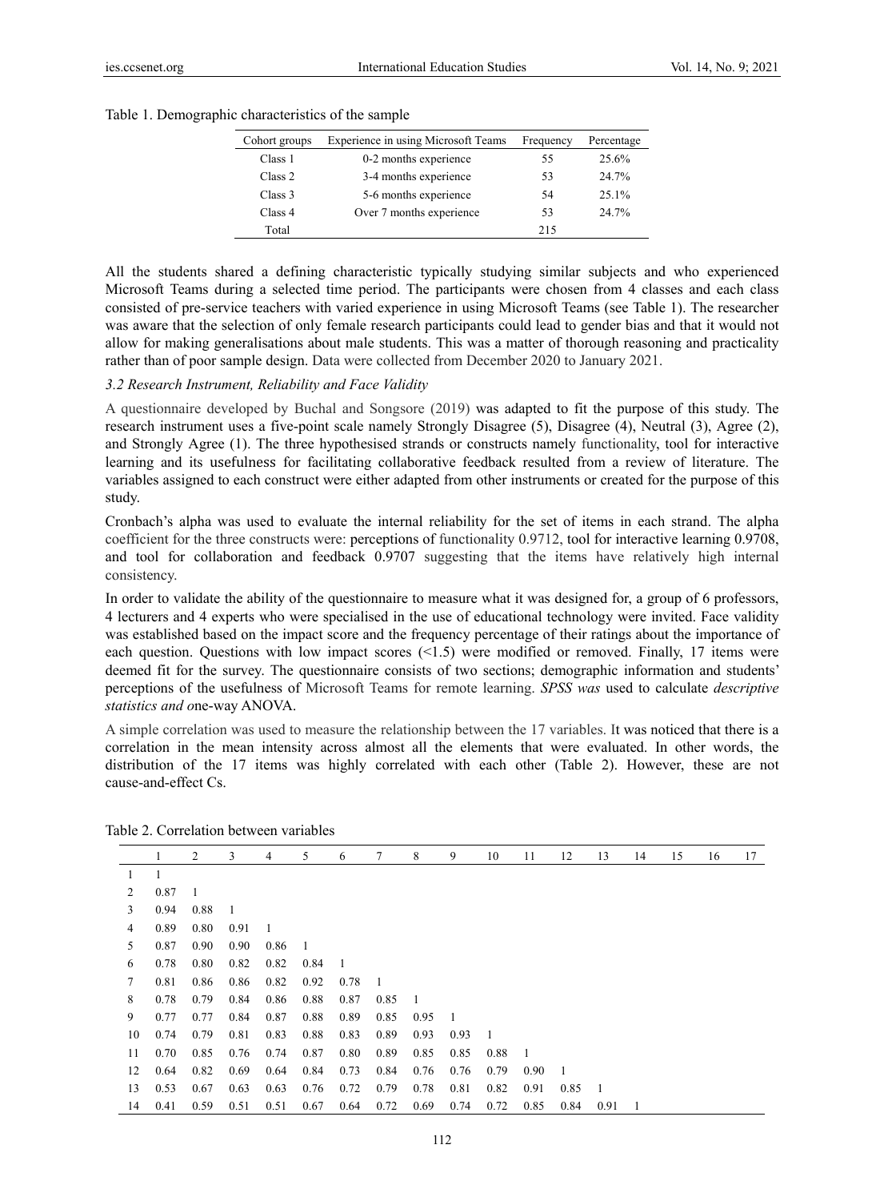Table 1. Demographic characteristics of the sample

| Cohort groups | Experience in using Microsoft Teams | Frequency | Percentage |
|---|---|---|---|
| Class 1 | 0-2 months experience | 55 | 25.6% |
| Class 2 | 3-4 months experience | 53 | 24.7% |
| Class 3 | 5-6 months experience | 54 | 25.1% |
| Class 4 | Over 7 months experience | 53 | 24.7% |
| Total | | 215 | |

All the students shared a defining characteristic typically studying similar subjects and who experienced Microsoft Teams during a selected time period. The participants were chosen from 4 classes and each class consisted of pre-service teachers with varied experience in using Microsoft Teams (see Table 1). The researcher was aware that the selection of only female research participants could lead to gender bias and that it would not allow for making generalisations about male students. This was a matter of thorough reasoning and practicality rather than of poor sample design. Data were collected from December 2020 to January 2021.

### *3.2 Research Instrument, Reliability and Face Validity*

A questionnaire developed by Buchal and Songsore (2019) was adapted to fit the purpose of this study. The research instrument uses a five-point scale namely Strongly Disagree (5), Disagree (4), Neutral (3), Agree (2), and Strongly Agree (1). The three hypothesised strands or constructs namely functionality, tool for interactive learning and its usefulness for facilitating collaborative feedback resulted from a review of literature. The variables assigned to each construct were either adapted from other instruments or created for the purpose of this study.

Cronbach's alpha was used to evaluate the internal reliability for the set of items in each strand. The alpha coefficient for the three constructs were: perceptions of functionality 0.9712, tool for interactive learning 0.9708, and tool for collaboration and feedback 0.9707 suggesting that the items have relatively high internal consistency.

In order to validate the ability of the questionnaire to measure what it was designed for, a group of 6 professors, 4 lecturers and 4 experts who were specialised in the use of educational technology were invited. Face validity was established based on the impact score and the frequency percentage of their ratings about the importance of each question. Questions with low impact scores (<1.5) were modified or removed. Finally, 17 items were deemed fit for the survey. The questionnaire consists of two sections; demographic information and students' perceptions of the usefulness of Microsoft Teams for remote learning. *SPSS was* used to calculate *descriptive statistics and o*ne-way ANOVA.

A simple correlation was used to measure the relationship between the 17 variables. It was noticed that there is a correlation in the mean intensity across almost all the elements that were evaluated. In other words, the distribution of the 17 items was highly correlated with each other (Table 2). However, these are not cause-and-effect Cs.

Table 2. Correlation between variables

| | 1 | 2 | 3 | 4 | 5 | 6 | 7 | 8 | 9 | 10 | 11 | 12 | 13 | 14 | 15 | 16 | 17 |
|---|---|---|---|---|---|---|---|---|---|---|---|---|---|---|---|---|---|
| 1 | 1 | | | | | | | | | | | | | | | | |
| 2 | 0.87 | 1 | | | | | | | | | | | | | | | |
| 3 | 0.94 | 0.88 | 1 | | | | | | | | | | | | | | |
| 4 | 0.89 | 0.80 | 0.91 | 1 | | | | | | | | | | | | | |
| 5 | 0.87 | 0.90 | 0.90 | 0.86 | 1 | | | | | | | | | | | | |
| 6 | 0.78 | 0.80 | 0.82 | 0.82 | 0.84 | 1 | | | | | | | | | | | |
| 7 | 0.81 | 0.86 | 0.86 | 0.82 | 0.92 | 0.78 | 1 | | | | | | | | | | |
| 8 | 0.78 | 0.79 | 0.84 | 0.86 | 0.88 | 0.87 | 0.85 | 1 | | | | | | | | | |
| 9 | 0.77 | 0.77 | 0.84 | 0.87 | 0.88 | 0.89 | 0.85 | 0.95 | 1 | | | | | | | | |
| 10 | 0.74 | 0.79 | 0.81 | 0.83 | 0.88 | 0.83 | 0.89 | 0.93 | 0.93 | 1 | | | | | | | |
| 11 | 0.70 | 0.85 | 0.76 | 0.74 | 0.87 | 0.80 | 0.89 | 0.85 | 0.85 | 0.88 | 1 | | | | | | |
| 12 | 0.64 | 0.82 | 0.69 | 0.64 | 0.84 | 0.73 | 0.84 | 0.76 | 0.76 | 0.79 | 0.90 | 1 | | | | | |
| 13 | 0.53 | 0.67 | 0.63 | 0.63 | 0.76 | 0.72 | 0.79 | 0.78 | 0.81 | 0.82 | 0.91 | 0.85 | 1 | | | | |
| 14 | 0.41 | 0.59 | 0.51 | 0.51 | 0.67 | 0.64 | 0.72 | 0.69 | 0.74 | 0.72 | 0.85 | 0.84 | 0.91 | 1 | | | |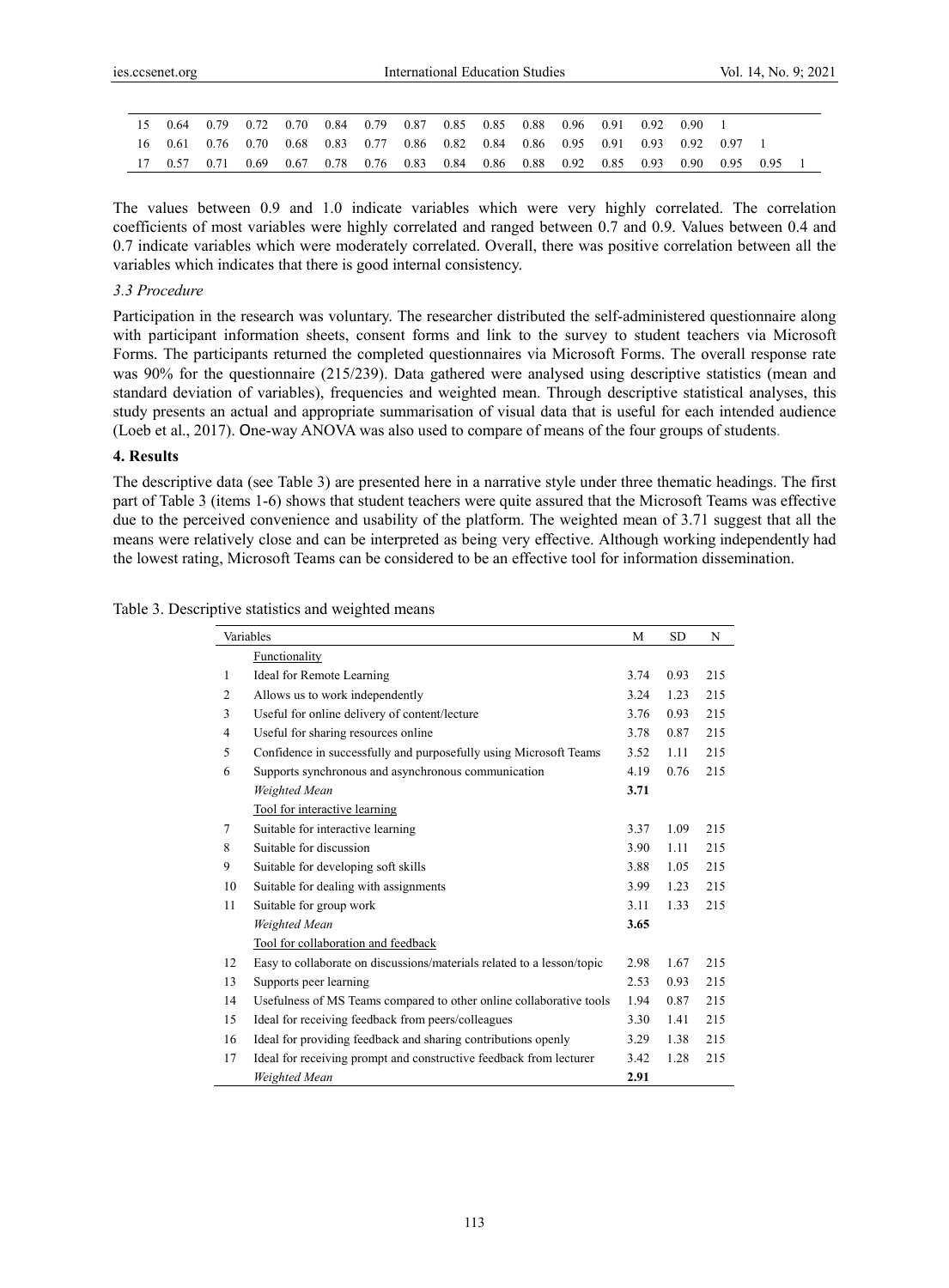| | | | | | | | | | | | | | | | | | |
|---|---|---|---|---|---|---|---|---|---|---|---|---|---|---|---|---|---|
| 15 | 0.64 | 0.79 | 0.72 | 0.70 | 0.84 | 0.79 | 0.87 | 0.85 | 0.85 | 0.88 | 0.96 | 0.91 | 0.92 | 0.90 | 1 | | |
| 16 | 0.61 | 0.76 | 0.70 | 0.68 | 0.83 | 0.77 | 0.86 | 0.82 | 0.84 | 0.86 | 0.95 | 0.91 | 0.93 | 0.92 | 0.97 | 1 | |
| 17 | 0.57 | 0.71 | 0.69 | 0.67 | 0.78 | 0.76 | 0.83 | 0.84 | 0.86 | 0.88 | 0.92 | 0.85 | 0.93 | 0.90 | 0.95 | 0.95 | 1 |

The values between 0.9 and 1.0 indicate variables which were very highly correlated. The correlation coefficients of most variables were highly correlated and ranged between 0.7 and 0.9. Values between 0.4 and 0.7 indicate variables which were moderately correlated. Overall, there was positive correlation between all the variables which indicates that there is good internal consistency.

### *3.3 Procedure*

Participation in the research was voluntary. The researcher distributed the self-administered questionnaire along with participant information sheets, consent forms and link to the survey to student teachers via Microsoft Forms. The participants returned the completed questionnaires via Microsoft Forms. The overall response rate was 90% for the questionnaire (215/239). Data gathered were analysed using descriptive statistics (mean and standard deviation of variables), frequencies and weighted mean. Through descriptive statistical analyses, this study presents an actual and appropriate summarisation of visual data that is useful for each intended audience (Loeb et al., 2017). One-way ANOVA was also used to compare of means of the four groups of students.

## 4. Results

The descriptive data (see Table 3) are presented here in a narrative style under three thematic headings. The first part of Table 3 (items 1-6) shows that student teachers were quite assured that the Microsoft Teams was effective due to the perceived convenience and usability of the platform. The weighted mean of 3.71 suggest that all the means were relatively close and can be interpreted as being very effective. Although working independently had the lowest rating, Microsoft Teams can be considered to be an effective tool for information dissemination.

Table 3. Descriptive statistics and weighted means

| | Variables | M | SD | N |
|---|---|---|---|---|
| | Functionality | | | |
| 1 | Ideal for Remote Learning | 3.74 | 0.93 | 215 |
| 2 | Allows us to work independently | 3.24 | 1.23 | 215 |
| 3 | Useful for online delivery of content/lecture | 3.76 | 0.93 | 215 |
| 4 | Useful for sharing resources online | 3.78 | 0.87 | 215 |
| 5 | Confidence in successfully and purposefully using Microsoft Teams | 3.52 | 1.11 | 215 |
| 6 | Supports synchronous and asynchronous communication | 4.19 | 0.76 | 215 |
| | *Weighted Mean* | **3.71** | | |
| | Tool for interactive learning | | | |
| 7 | Suitable for interactive learning | 3.37 | 1.09 | 215 |
| 8 | Suitable for discussion | 3.90 | 1.11 | 215 |
| 9 | Suitable for developing soft skills | 3.88 | 1.05 | 215 |
| 10 | Suitable for dealing with assignments | 3.99 | 1.23 | 215 |
| 11 | Suitable for group work | 3.11 | 1.33 | 215 |
| | *Weighted Mean* | **3.65** | | |
| | Tool for collaboration and feedback | | | |
| 12 | Easy to collaborate on discussions/materials related to a lesson/topic | 2.98 | 1.67 | 215 |
| 13 | Supports peer learning | 2.53 | 0.93 | 215 |
| 14 | Usefulness of MS Teams compared to other online collaborative tools | 1.94 | 0.87 | 215 |
| 15 | Ideal for receiving feedback from peers/colleagues | 3.30 | 1.41 | 215 |
| 16 | Ideal for providing feedback and sharing contributions openly | 3.29 | 1.38 | 215 |
| 17 | Ideal for receiving prompt and constructive feedback from lecturer | 3.42 | 1.28 | 215 |
| | *Weighted Mean* | **2.91** | | |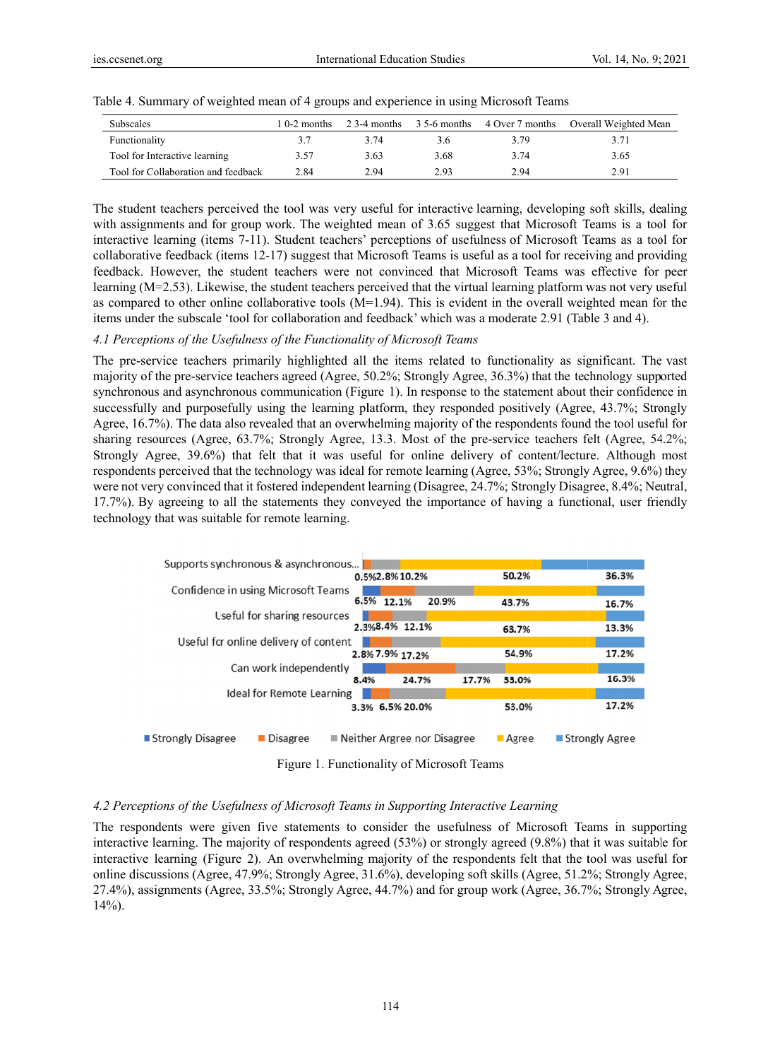Table 4. Summary of weighted mean of 4 groups and experience in using Microsoft Teams

| Subscales | 1 0-2 months | 2 3-4 months | 3 5-6 months | 4 Over 7 months | Overall Weighted Mean |
|---|---|---|---|---|---|
| Functionality | 3.7 | 3.74 | 3.6 | 3.79 | 3.71 |
| Tool for Interactive learning | 3.57 | 3.63 | 3.68 | 3.74 | 3.65 |
| Tool for Collaboration and feedback | 2.84 | 2.94 | 2.93 | 2.94 | 2.91 |

The student teachers perceived the tool was very useful for interactive learning, developing soft skills, dealing with assignments and for group work. The weighted mean of 3.65 suggest that Microsoft Teams is a tool for interactive learning (items 7-11). Student teachers' perceptions of usefulness of Microsoft Teams as a tool for collaborative feedback (items 12-17) suggest that Microsoft Teams is useful as a tool for receiving and providing feedback. However, the student teachers were not convinced that Microsoft Teams was effective for peer learning (M=2.53). Likewise, the student teachers perceived that the virtual learning platform was not very useful as compared to other online collaborative tools (M=1.94). This is evident in the overall weighted mean for the items under the subscale 'tool for collaboration and feedback' which was a moderate 2.91 (Table 3 and 4).

### *4.1 Perceptions of the Usefulness of the Functionality of Microsoft Teams*

The pre-service teachers primarily highlighted all the items related to functionality as significant. The vast majority of the pre-service teachers agreed (Agree, 50.2%; Strongly Agree, 36.3%) that the technology supported synchronous and asynchronous communication (Figure 1). In response to the statement about their confidence in successfully and purposefully using the learning platform, they responded positively (Agree, 43.7%; Strongly Agree, 16.7%). The data also revealed that an overwhelming majority of the respondents found the tool useful for sharing resources (Agree, 63.7%; Strongly Agree, 13.3. Most of the pre-service teachers felt (Agree, 54.2%; Strongly Agree, 39.6%) that felt that it was useful for online delivery of content/lecture. Although most respondents perceived that the technology was ideal for remote learning (Agree, 53%; Strongly Agree, 9.6%) they were not very convinced that it fostered independent learning (Disagree, 24.7%; Strongly Disagree, 8.4%; Neutral, 17.7%). By agreeing to all the statements they conveyed the importance of having a functional, user friendly technology that was suitable for remote learning.

| Item | Strongly Disagree | Disagree | Neither Agree nor Disagree | Agree | Strongly Agree |
|---|---|---|---|---|---|
| Supports synchronous & asynchronous... | 0.5% | 2.8% | 10.2% | 50.2% | 36.3% |
| Confidence in using Microsoft Teams | 6.5% | 12.1% | 20.9% | 43.7% | 16.7% |
| Useful for sharing resources | 2.3% | 8.4% | 12.1% | 63.7% | 13.3% |
| Useful for online delivery of content | 2.8% | 7.9% | 17.2% | 54.9% | 17.2% |
| Can work independently | 8.4% | 24.7% | 17.7% | 33.0% | 16.3% |
| Ideal for Remote Learning | 3.3% | 6.5% | 20.0% | 53.0% | 17.2% |

Figure 1. Functionality of Microsoft Teams

### *4.2 Perceptions of the Usefulness of Microsoft Teams in Supporting Interactive Learning*

The respondents were given five statements to consider the usefulness of Microsoft Teams in supporting interactive learning. The majority of respondents agreed (53%) or strongly agreed (9.8%) that it was suitable for interactive learning (Figure 2). An overwhelming majority of the respondents felt that the tool was useful for online discussions (Agree, 47.9%; Strongly Agree, 31.6%), developing soft skills (Agree, 51.2%; Strongly Agree, 27.4%), assignments (Agree, 33.5%; Strongly Agree, 44.7%) and for group work (Agree, 36.7%; Strongly Agree, 14%).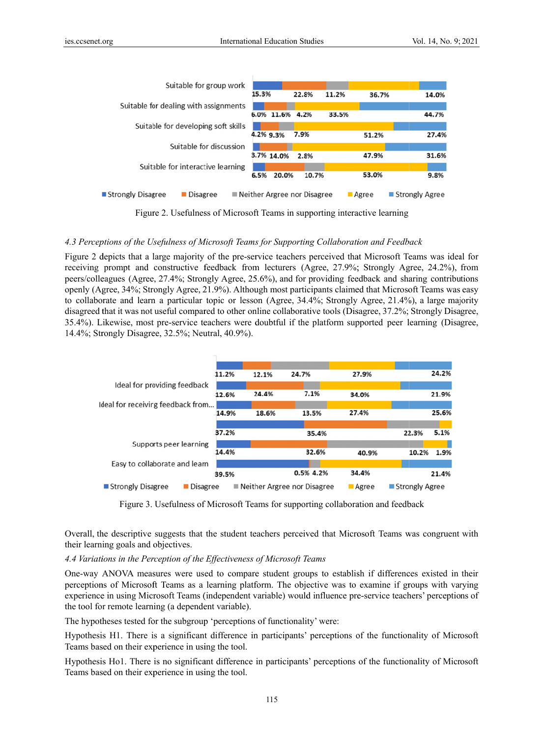| | Strongly Disagree | Disagree | Neither Argree nor Disagree | Agree | Strongly Agree |
|---|---|---|---|---|---|
| Suitable for group work | 15.3% | 22.8% | 11.2% | 36.7% | 14.0% |
| Suitable for dealing with assignments | 6.0% | 11.6% | 4.2% | 33.5% | 44.7% |
| Suitable for developing soft skills | 4.2% | 9.3% | 7.9% | 51.2% | 27.4% |
| Suitable for discussion | 3.7% | 14.0% | 2.8% | 47.9% | 31.6% |
| Suitable for interactive learning | 6.5% | 20.0% | 10.7% | 53.0% | 9.8% |

Figure 2. Usefulness of Microsoft Teams in supporting interactive learning

### *4.3 Perceptions of the Usefulness of Microsoft Teams for Supporting Collaboration and Feedback*

Figure 2 depicts that a large majority of the pre-service teachers perceived that Microsoft Teams was ideal for receiving prompt and constructive feedback from lecturers (Agree, 27.9%; Strongly Agree, 24.2%), from peers/colleagues (Agree, 27.4%; Strongly Agree, 25.6%), and for providing feedback and sharing contributions openly (Agree, 34%; Strongly Agree, 21.9%). Although most participants claimed that Microsoft Teams was easy to collaborate and learn a particular topic or lesson (Agree, 34.4%; Strongly Agree, 21.4%), a large majority disagreed that it was not useful compared to other online collaborative tools (Disagree, 37.2%; Strongly Disagree, 35.4%). Likewise, most pre-service teachers were doubtful if the platform supported peer learning (Disagree, 14.4%; Strongly Disagree, 32.5%; Neutral, 40.9%).

| | Strongly Disagree | Disagree | Neither Argree nor Disagree | Agree | Strongly Agree |
|---|---|---|---|---|---|
| | 11.2% | 12.1% | 24.7% | 27.9% | 24.2% |
| Ideal for providing feedback | 12.6% | 24.4% | 7.1% | 34.0% | 21.9% |
| Ideal for receiving feedback from... | 14.9% | 18.6% | 13.5% | 27.4% | 25.6% |
| | 37.2% | 35.4% | 22.3% | 5.1% | |
| Supports peer learning | 14.4% | 32.6% | 40.9% | 10.2% | 1.9% |
| Easy to collaborate and learn | 39.5% | 0.5% | 4.2% | 34.4% | 21.4% |

Figure 3. Usefulness of Microsoft Teams for supporting collaboration and feedback

Overall, the descriptive suggests that the student teachers perceived that Microsoft Teams was congruent with their learning goals and objectives.

### *4.4 Variations in the Perception of the Effectiveness of Microsoft Teams*

One-way ANOVA measures were used to compare student groups to establish if differences existed in their perceptions of Microsoft Teams as a learning platform. The objective was to examine if groups with varying experience in using Microsoft Teams (independent variable) would influence pre-service teachers' perceptions of the tool for remote learning (a dependent variable).

The hypotheses tested for the subgroup 'perceptions of functionality' were:

Hypothesis H1. There is a significant difference in participants' perceptions of the functionality of Microsoft Teams based on their experience in using the tool.

Hypothesis Ho1. There is no significant difference in participants' perceptions of the functionality of Microsoft Teams based on their experience in using the tool.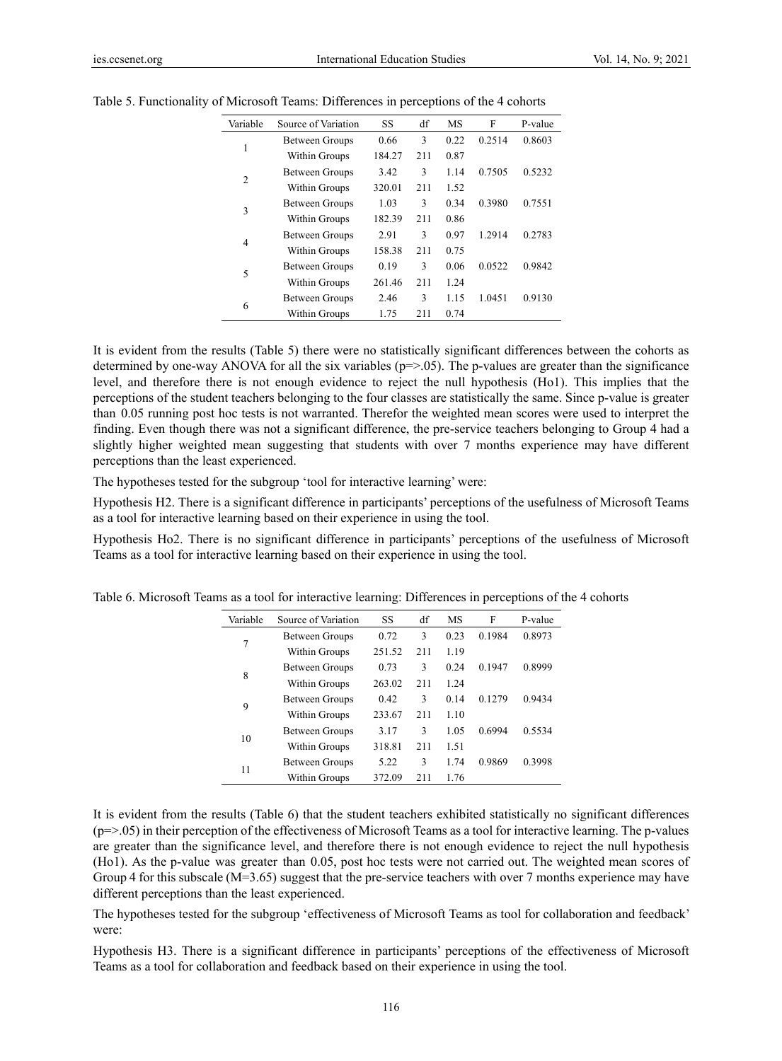Table 5. Functionality of Microsoft Teams: Differences in perceptions of the 4 cohorts

| Variable | Source of Variation | SS | df | MS | F | P-value |
|---|---|---|---|---|---|---|
| 1 | Between Groups | 0.66 | 3 | 0.22 | 0.2514 | 0.8603 |
| | Within Groups | 184.27 | 211 | 0.87 | | |
| 2 | Between Groups | 3.42 | 3 | 1.14 | 0.7505 | 0.5232 |
| | Within Groups | 320.01 | 211 | 1.52 | | |
| 3 | Between Groups | 1.03 | 3 | 0.34 | 0.3980 | 0.7551 |
| | Within Groups | 182.39 | 211 | 0.86 | | |
| 4 | Between Groups | 2.91 | 3 | 0.97 | 1.2914 | 0.2783 |
| | Within Groups | 158.38 | 211 | 0.75 | | |
| 5 | Between Groups | 0.19 | 3 | 0.06 | 0.0522 | 0.9842 |
| | Within Groups | 261.46 | 211 | 1.24 | | |
| 6 | Between Groups | 2.46 | 3 | 1.15 | 1.0451 | 0.9130 |
| | Within Groups | 1.75 | 211 | 0.74 | | |

It is evident from the results (Table 5) there were no statistically significant differences between the cohorts as determined by one-way ANOVA for all the six variables (p=>.05). The p-values are greater than the significance level, and therefore there is not enough evidence to reject the null hypothesis (Ho1). This implies that the perceptions of the student teachers belonging to the four classes are statistically the same. Since p-value is greater than 0.05 running post hoc tests is not warranted. Therefor the weighted mean scores were used to interpret the finding. Even though there was not a significant difference, the pre-service teachers belonging to Group 4 had a slightly higher weighted mean suggesting that students with over 7 months experience may have different perceptions than the least experienced.

The hypotheses tested for the subgroup 'tool for interactive learning' were:

Hypothesis H2. There is a significant difference in participants' perceptions of the usefulness of Microsoft Teams as a tool for interactive learning based on their experience in using the tool.

Hypothesis Ho2. There is no significant difference in participants' perceptions of the usefulness of Microsoft Teams as a tool for interactive learning based on their experience in using the tool.

Table 6. Microsoft Teams as a tool for interactive learning: Differences in perceptions of the 4 cohorts

| Variable | Source of Variation | SS | df | MS | F | P-value |
|---|---|---|---|---|---|---|
| 7 | Between Groups | 0.72 | 3 | 0.23 | 0.1984 | 0.8973 |
| | Within Groups | 251.52 | 211 | 1.19 | | |
| 8 | Between Groups | 0.73 | 3 | 0.24 | 0.1947 | 0.8999 |
| | Within Groups | 263.02 | 211 | 1.24 | | |
| 9 | Between Groups | 0.42 | 3 | 0.14 | 0.1279 | 0.9434 |
| | Within Groups | 233.67 | 211 | 1.10 | | |
| 10 | Between Groups | 3.17 | 3 | 1.05 | 0.6994 | 0.5534 |
| | Within Groups | 318.81 | 211 | 1.51 | | |
| 11 | Between Groups | 5.22 | 3 | 1.74 | 0.9869 | 0.3998 |
| | Within Groups | 372.09 | 211 | 1.76 | | |

It is evident from the results (Table 6) that the student teachers exhibited statistically no significant differences (p=>.05) in their perception of the effectiveness of Microsoft Teams as a tool for interactive learning. The p-values are greater than the significance level, and therefore there is not enough evidence to reject the null hypothesis (Ho1). As the p-value was greater than 0.05, post hoc tests were not carried out. The weighted mean scores of Group 4 for this subscale (M=3.65) suggest that the pre-service teachers with over 7 months experience may have different perceptions than the least experienced.

The hypotheses tested for the subgroup 'effectiveness of Microsoft Teams as tool for collaboration and feedback' were:

Hypothesis H3. There is a significant difference in participants' perceptions of the effectiveness of Microsoft Teams as a tool for collaboration and feedback based on their experience in using the tool.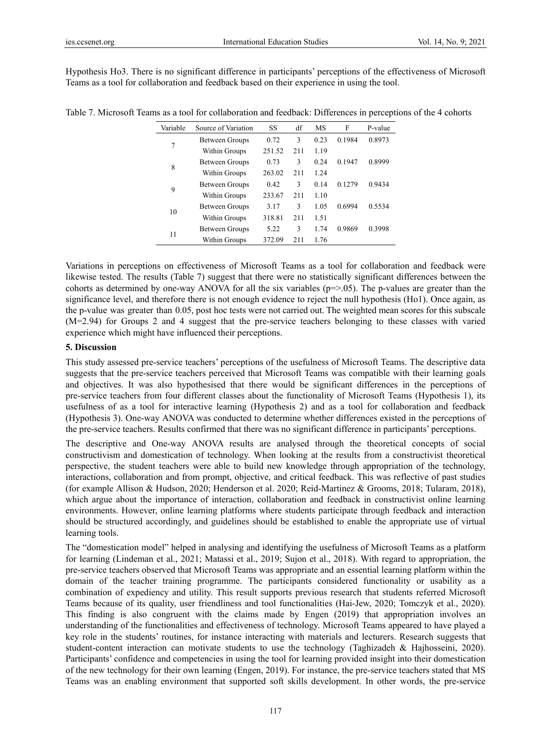Hypothesis Ho3. There is no significant difference in participants' perceptions of the effectiveness of Microsoft Teams as a tool for collaboration and feedback based on their experience in using the tool.

Table 7. Microsoft Teams as a tool for collaboration and feedback: Differences in perceptions of the 4 cohorts

| Variable | Source of Variation | SS | df | MS | F | P-value |
|---|---|---|---|---|---|---|
| 7 | Between Groups | 0.72 | 3 | 0.23 | 0.1984 | 0.8973 |
| | Within Groups | 251.52 | 211 | 1.19 | | |
| 8 | Between Groups | 0.73 | 3 | 0.24 | 0.1947 | 0.8999 |
| | Within Groups | 263.02 | 211 | 1.24 | | |
| 9 | Between Groups | 0.42 | 3 | 0.14 | 0.1279 | 0.9434 |
| | Within Groups | 233.67 | 211 | 1.10 | | |
| 10 | Between Groups | 3.17 | 3 | 1.05 | 0.6994 | 0.5534 |
| | Within Groups | 318.81 | 211 | 1.51 | | |
| 11 | Between Groups | 5.22 | 3 | 1.74 | 0.9869 | 0.3998 |
| | Within Groups | 372.09 | 211 | 1.76 | | |

Variations in perceptions on effectiveness of Microsoft Teams as a tool for collaboration and feedback were likewise tested. The results (Table 7) suggest that there were no statistically significant differences between the cohorts as determined by one-way ANOVA for all the six variables ($p=>.05$). The p-values are greater than the significance level, and therefore there is not enough evidence to reject the null hypothesis (Ho1). Once again, as the p-value was greater than 0.05, post hoc tests were not carried out. The weighted mean scores for this subscale ($M=2.94$) for Groups 2 and 4 suggest that the pre-service teachers belonging to these classes with varied experience which might have influenced their perceptions.

## 5. Discussion

This study assessed pre-service teachers' perceptions of the usefulness of Microsoft Teams. The descriptive data suggests that the pre-service teachers perceived that Microsoft Teams was compatible with their learning goals and objectives. It was also hypothesised that there would be significant differences in the perceptions of pre-service teachers from four different classes about the functionality of Microsoft Teams (Hypothesis 1), its usefulness of as a tool for interactive learning (Hypothesis 2) and as a tool for collaboration and feedback (Hypothesis 3). One-way ANOVA was conducted to determine whether differences existed in the perceptions of the pre-service teachers. Results confirmed that there was no significant difference in participants' perceptions.

The descriptive and One-way ANOVA results are analysed through the theoretical concepts of social constructivism and domestication of technology. When looking at the results from a constructivist theoretical perspective, the student teachers were able to build new knowledge through appropriation of the technology, interactions, collaboration and from prompt, objective, and critical feedback. This was reflective of past studies (for example Allison & Hudson, 2020; Henderson et al. 2020; Reid-Martinez & Grooms, 2018; Tularam, 2018), which argue about the importance of interaction, collaboration and feedback in constructivist online learning environments. However, online learning platforms where students participate through feedback and interaction should be structured accordingly, and guidelines should be established to enable the appropriate use of virtual learning tools.

The "domestication model" helped in analysing and identifying the usefulness of Microsoft Teams as a platform for learning (Lindeman et al., 2021; Matassi et al., 2019; Sujon et al., 2018). With regard to appropriation, the pre-service teachers observed that Microsoft Teams was appropriate and an essential learning platform within the domain of the teacher training programme. The participants considered functionality or usability as a combination of expediency and utility. This result supports previous research that students referred Microsoft Teams because of its quality, user friendliness and tool functionalities (Hai-Jew, 2020; Tomczyk et al., 2020). This finding is also congruent with the claims made by Engen (2019) that appropriation involves an understanding of the functionalities and effectiveness of technology. Microsoft Teams appeared to have played a key role in the students' routines, for instance interacting with materials and lecturers. Research suggests that student-content interaction can motivate students to use the technology (Taghizadeh & Hajhosseini, 2020). Participants' confidence and competencies in using the tool for learning provided insight into their domestication of the new technology for their own learning (Engen, 2019). For instance, the pre-service teachers stated that MS Teams was an enabling environment that supported soft skills development. In other words, the pre-service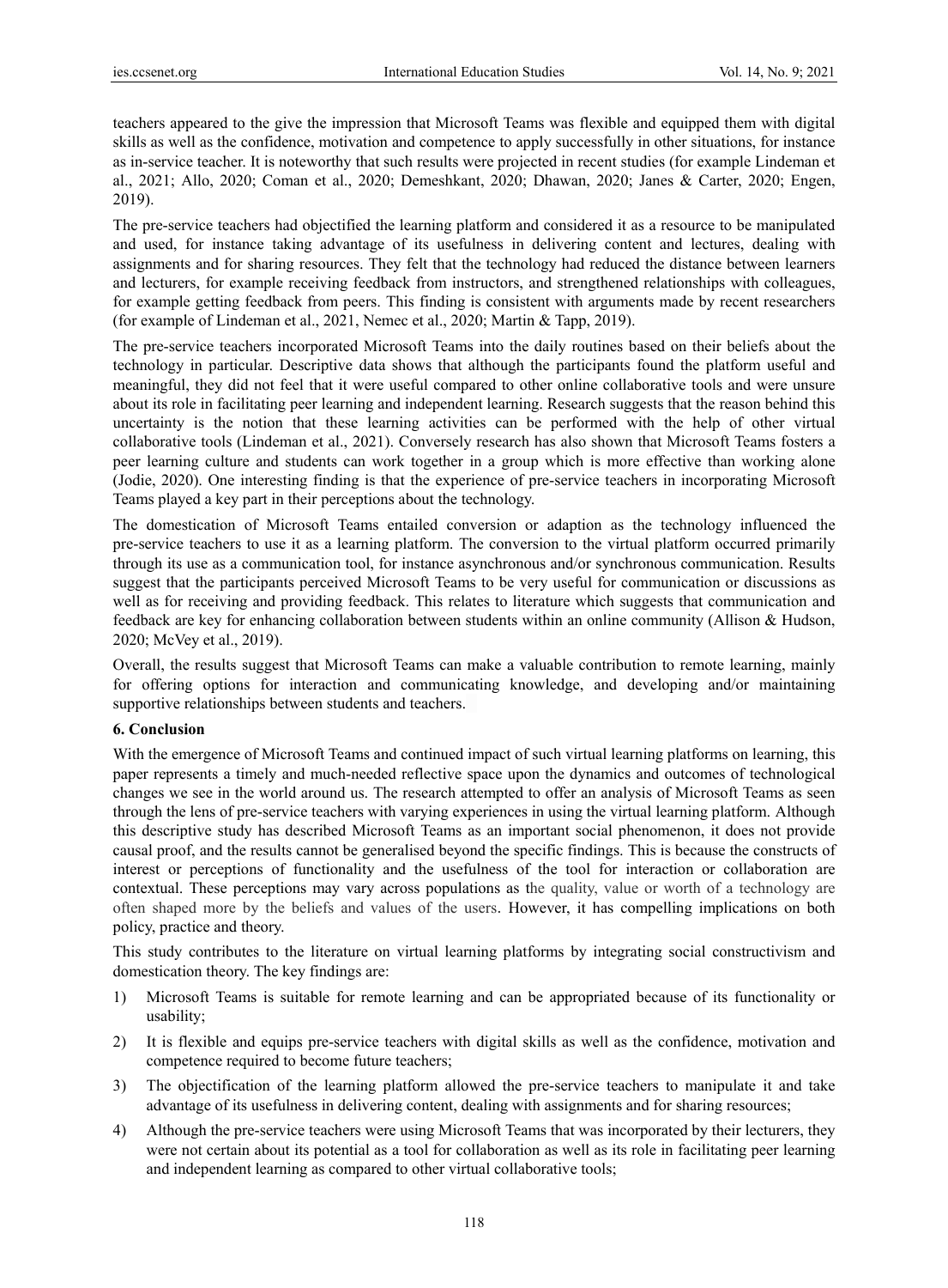teachers appeared to the give the impression that Microsoft Teams was flexible and equipped them with digital skills as well as the confidence, motivation and competence to apply successfully in other situations, for instance as in-service teacher. It is noteworthy that such results were projected in recent studies (for example Lindeman et al., 2021; Allo, 2020; Coman et al., 2020; Demeshkant, 2020; Dhawan, 2020; Janes & Carter, 2020; Engen, 2019).

The pre-service teachers had objectified the learning platform and considered it as a resource to be manipulated and used, for instance taking advantage of its usefulness in delivering content and lectures, dealing with assignments and for sharing resources. They felt that the technology had reduced the distance between learners and lecturers, for example receiving feedback from instructors, and strengthened relationships with colleagues, for example getting feedback from peers. This finding is consistent with arguments made by recent researchers (for example of Lindeman et al., 2021, Nemec et al., 2020; Martin & Tapp, 2019).

The pre-service teachers incorporated Microsoft Teams into the daily routines based on their beliefs about the technology in particular. Descriptive data shows that although the participants found the platform useful and meaningful, they did not feel that it were useful compared to other online collaborative tools and were unsure about its role in facilitating peer learning and independent learning. Research suggests that the reason behind this uncertainty is the notion that these learning activities can be performed with the help of other virtual collaborative tools (Lindeman et al., 2021). Conversely research has also shown that Microsoft Teams fosters a peer learning culture and students can work together in a group which is more effective than working alone (Jodie, 2020). One interesting finding is that the experience of pre-service teachers in incorporating Microsoft Teams played a key part in their perceptions about the technology.

The domestication of Microsoft Teams entailed conversion or adaption as the technology influenced the pre-service teachers to use it as a learning platform. The conversion to the virtual platform occurred primarily through its use as a communication tool, for instance asynchronous and/or synchronous communication. Results suggest that the participants perceived Microsoft Teams to be very useful for communication or discussions as well as for receiving and providing feedback. This relates to literature which suggests that communication and feedback are key for enhancing collaboration between students within an online community (Allison & Hudson, 2020; McVey et al., 2019).

Overall, the results suggest that Microsoft Teams can make a valuable contribution to remote learning, mainly for offering options for interaction and communicating knowledge, and developing and/or maintaining supportive relationships between students and teachers.

## 6. Conclusion

With the emergence of Microsoft Teams and continued impact of such virtual learning platforms on learning, this paper represents a timely and much-needed reflective space upon the dynamics and outcomes of technological changes we see in the world around us. The research attempted to offer an analysis of Microsoft Teams as seen through the lens of pre-service teachers with varying experiences in using the virtual learning platform. Although this descriptive study has described Microsoft Teams as an important social phenomenon, it does not provide causal proof, and the results cannot be generalised beyond the specific findings. This is because the constructs of interest or perceptions of functionality and the usefulness of the tool for interaction or collaboration are contextual. These perceptions may vary across populations as the quality, value or worth of a technology are often shaped more by the beliefs and values of the users. However, it has compelling implications on both policy, practice and theory.

This study contributes to the literature on virtual learning platforms by integrating social constructivism and domestication theory. The key findings are:

1) Microsoft Teams is suitable for remote learning and can be appropriated because of its functionality or usability;
2) It is flexible and equips pre-service teachers with digital skills as well as the confidence, motivation and competence required to become future teachers;
3) The objectification of the learning platform allowed the pre-service teachers to manipulate it and take advantage of its usefulness in delivering content, dealing with assignments and for sharing resources;
4) Although the pre-service teachers were using Microsoft Teams that was incorporated by their lecturers, they were not certain about its potential as a tool for collaboration as well as its role in facilitating peer learning and independent learning as compared to other virtual collaborative tools;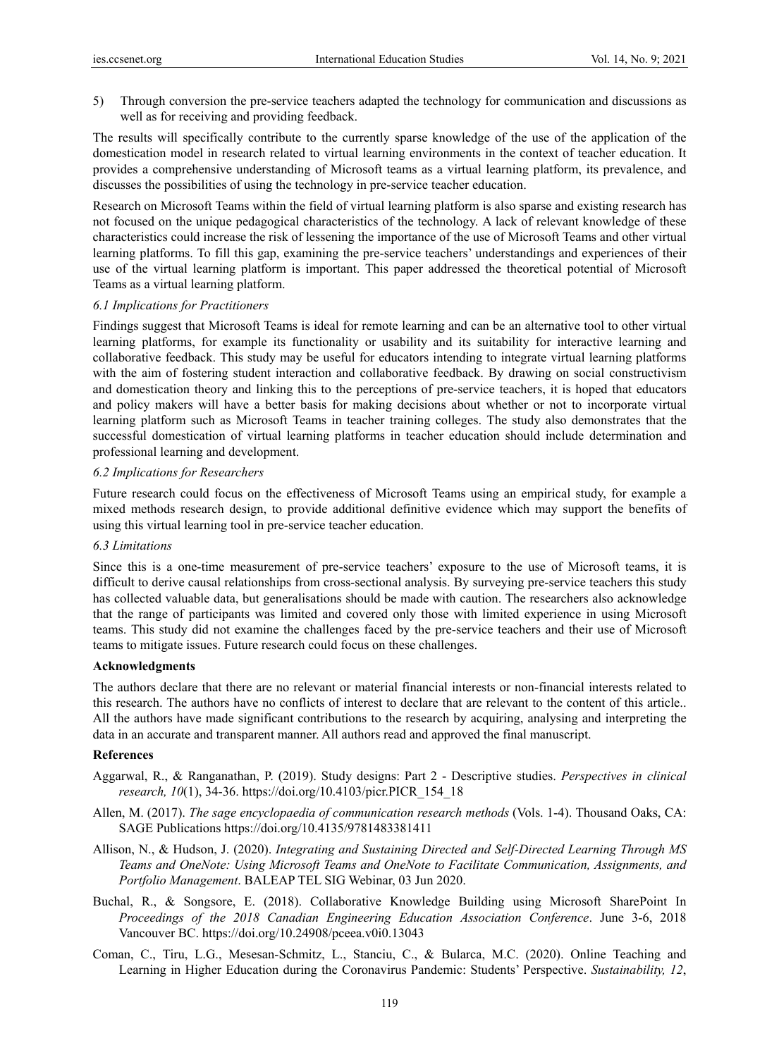5) Through conversion the pre-service teachers adapted the technology for communication and discussions as well as for receiving and providing feedback.

The results will specifically contribute to the currently sparse knowledge of the use of the application of the domestication model in research related to virtual learning environments in the context of teacher education. It provides a comprehensive understanding of Microsoft teams as a virtual learning platform, its prevalence, and discusses the possibilities of using the technology in pre-service teacher education.

Research on Microsoft Teams within the field of virtual learning platform is also sparse and existing research has not focused on the unique pedagogical characteristics of the technology. A lack of relevant knowledge of these characteristics could increase the risk of lessening the importance of the use of Microsoft Teams and other virtual learning platforms. To fill this gap, examining the pre-service teachers' understandings and experiences of their use of the virtual learning platform is important. This paper addressed the theoretical potential of Microsoft Teams as a virtual learning platform.

### *6.1 Implications for Practitioners*

Findings suggest that Microsoft Teams is ideal for remote learning and can be an alternative tool to other virtual learning platforms, for example its functionality or usability and its suitability for interactive learning and collaborative feedback. This study may be useful for educators intending to integrate virtual learning platforms with the aim of fostering student interaction and collaborative feedback. By drawing on social constructivism and domestication theory and linking this to the perceptions of pre-service teachers, it is hoped that educators and policy makers will have a better basis for making decisions about whether or not to incorporate virtual learning platform such as Microsoft Teams in teacher training colleges. The study also demonstrates that the successful domestication of virtual learning platforms in teacher education should include determination and professional learning and development.

### *6.2 Implications for Researchers*

Future research could focus on the effectiveness of Microsoft Teams using an empirical study, for example a mixed methods research design, to provide additional definitive evidence which may support the benefits of using this virtual learning tool in pre-service teacher education.

### *6.3 Limitations*

Since this is a one-time measurement of pre-service teachers' exposure to the use of Microsoft teams, it is difficult to derive causal relationships from cross-sectional analysis. By surveying pre-service teachers this study has collected valuable data, but generalisations should be made with caution. The researchers also acknowledge that the range of participants was limited and covered only those with limited experience in using Microsoft teams. This study did not examine the challenges faced by the pre-service teachers and their use of Microsoft teams to mitigate issues. Future research could focus on these challenges.

## Acknowledgments

The authors declare that there are no relevant or material financial interests or non-financial interests related to this research. The authors have no conflicts of interest to declare that are relevant to the content of this article.. All the authors have made significant contributions to the research by acquiring, analysing and interpreting the data in an accurate and transparent manner. All authors read and approved the final manuscript.

## References

Aggarwal, R., & Ranganathan, P. (2019). Study designs: Part 2 - Descriptive studies. *Perspectives in clinical research, 10*(1), 34-36. https://doi.org/10.4103/picr.PICR_154_18

Allen, M. (2017). *The sage encyclopaedia of communication research methods* (Vols. 1-4). Thousand Oaks, CA: SAGE Publications https://doi.org/10.4135/9781483381411

Allison, N., & Hudson, J. (2020). *Integrating and Sustaining Directed and Self-Directed Learning Through MS Teams and OneNote: Using Microsoft Teams and OneNote to Facilitate Communication, Assignments, and Portfolio Management*. BALEAP TEL SIG Webinar, 03 Jun 2020.

Buchal, R., & Songsore, E. (2018). Collaborative Knowledge Building using Microsoft SharePoint In *Proceedings of the 2018 Canadian Engineering Education Association Conference*. June 3-6, 2018 Vancouver BC. https://doi.org/10.24908/pceea.v0i0.13043

Coman, C., Tiru, L.G., Mesesan-Schmitz, L., Stanciu, C., & Bularca, M.C. (2020). Online Teaching and Learning in Higher Education during the Coronavirus Pandemic: Students' Perspective. *Sustainability, 12*,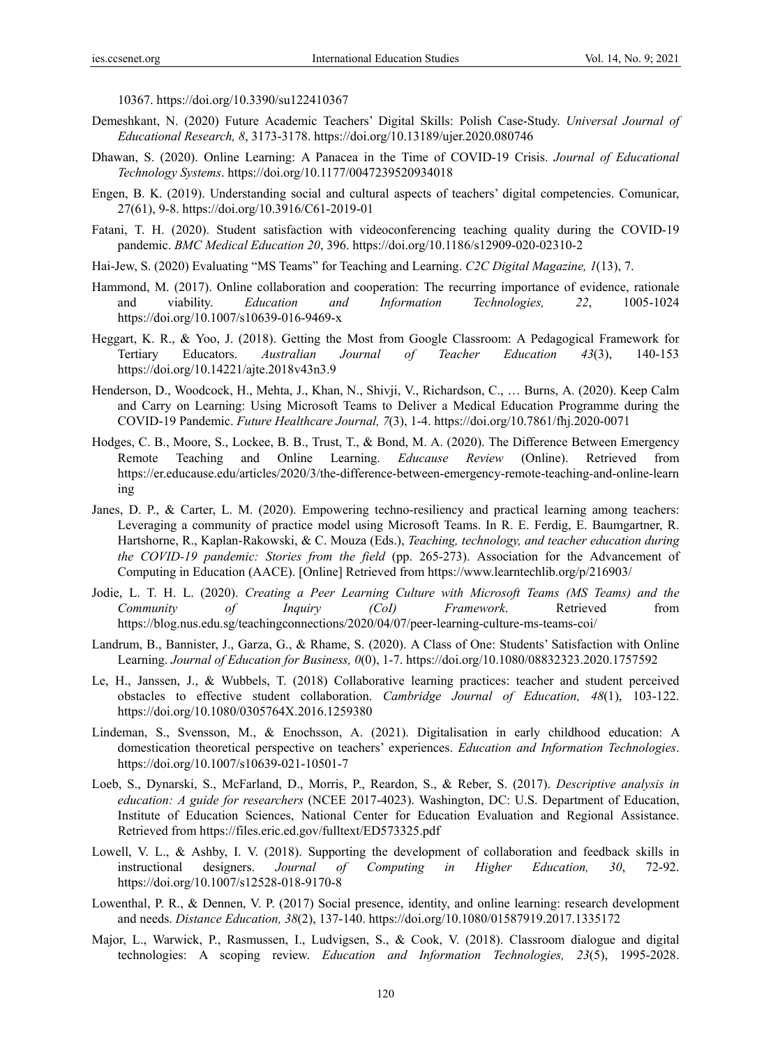10367. https://doi.org/10.3390/su122410367

Demeshkant, N. (2020) Future Academic Teachers' Digital Skills: Polish Case-Study. *Universal Journal of Educational Research, 8*, 3173-3178. https://doi.org/10.13189/ujer.2020.080746

Dhawan, S. (2020). Online Learning: A Panacea in the Time of COVID-19 Crisis. *Journal of Educational Technology Systems*. https://doi.org/10.1177/0047239520934018

Engen, B. K. (2019). Understanding social and cultural aspects of teachers' digital competencies. Comunicar, 27(61), 9-8. https://doi.org/10.3916/C61-2019-01

Fatani, T. H. (2020). Student satisfaction with videoconferencing teaching quality during the COVID-19 pandemic. *BMC Medical Education 20*, 396. https://doi.org/10.1186/s12909-020-02310-2

Hai-Jew, S. (2020) Evaluating "MS Teams" for Teaching and Learning. *C2C Digital Magazine, 1*(13), 7.

Hammond, M. (2017). Online collaboration and cooperation: The recurring importance of evidence, rationale and viability. *Education and Information Technologies, 22*, 1005-1024 https://doi.org/10.1007/s10639-016-9469-x

Heggart, K. R., & Yoo, J. (2018). Getting the Most from Google Classroom: A Pedagogical Framework for Tertiary Educators. *Australian Journal of Teacher Education 43*(3), 140-153 https://doi.org/10.14221/ajte.2018v43n3.9

Henderson, D., Woodcock, H., Mehta, J., Khan, N., Shivji, V., Richardson, C., … Burns, A. (2020). Keep Calm and Carry on Learning: Using Microsoft Teams to Deliver a Medical Education Programme during the COVID-19 Pandemic. *Future Healthcare Journal, 7*(3), 1-4. https://doi.org/10.7861/fhj.2020-0071

Hodges, C. B., Moore, S., Lockee, B. B., Trust, T., & Bond, M. A. (2020). The Difference Between Emergency Remote Teaching and Online Learning. *Educause Review* (Online). Retrieved from https://er.educause.edu/articles/2020/3/the-difference-between-emergency-remote-teaching-and-online-learning

Janes, D. P., & Carter, L. M. (2020). Empowering techno-resiliency and practical learning among teachers: Leveraging a community of practice model using Microsoft Teams. In R. E. Ferdig, E. Baumgartner, R. Hartshorne, R., Kaplan-Rakowski, & C. Mouza (Eds.), *Teaching, technology, and teacher education during the COVID-19 pandemic: Stories from the field* (pp. 265-273). Association for the Advancement of Computing in Education (AACE). [Online] Retrieved from https://www.learntechlib.org/p/216903/

Jodie, L. T. H. L. (2020). *Creating a Peer Learning Culture with Microsoft Teams (MS Teams) and the Community of Inquiry (CoI) Framework*. Retrieved from https://blog.nus.edu.sg/teachingconnections/2020/04/07/peer-learning-culture-ms-teams-coi/

Landrum, B., Bannister, J., Garza, G., & Rhame, S. (2020). A Class of One: Students' Satisfaction with Online Learning. *Journal of Education for Business, 0*(0), 1-7. https://doi.org/10.1080/08832323.2020.1757592

Le, H., Janssen, J., & Wubbels, T. (2018) Collaborative learning practices: teacher and student perceived obstacles to effective student collaboration. *Cambridge Journal of Education, 48*(1), 103-122. https://doi.org/10.1080/0305764X.2016.1259380

Lindeman, S., Svensson, M., & Enochsson, A. (2021). Digitalisation in early childhood education: A domestication theoretical perspective on teachers' experiences. *Education and Information Technologies*. https://doi.org/10.1007/s10639-021-10501-7

Loeb, S., Dynarski, S., McFarland, D., Morris, P., Reardon, S., & Reber, S. (2017). *Descriptive analysis in education: A guide for researchers* (NCEE 2017-4023). Washington, DC: U.S. Department of Education, Institute of Education Sciences, National Center for Education Evaluation and Regional Assistance. Retrieved from https://files.eric.ed.gov/fulltext/ED573325.pdf

Lowell, V. L., & Ashby, I. V. (2018). Supporting the development of collaboration and feedback skills in instructional designers. *Journal of Computing in Higher Education, 30*, 72-92. https://doi.org/10.1007/s12528-018-9170-8

Lowenthal, P. R., & Dennen, V. P. (2017) Social presence, identity, and online learning: research development and needs. *Distance Education, 38*(2), 137-140. https://doi.org/10.1080/01587919.2017.1335172

Major, L., Warwick, P., Rasmussen, I., Ludvigsen, S., & Cook, V. (2018). Classroom dialogue and digital technologies: A scoping review. *Education and Information Technologies, 23*(5), 1995-2028.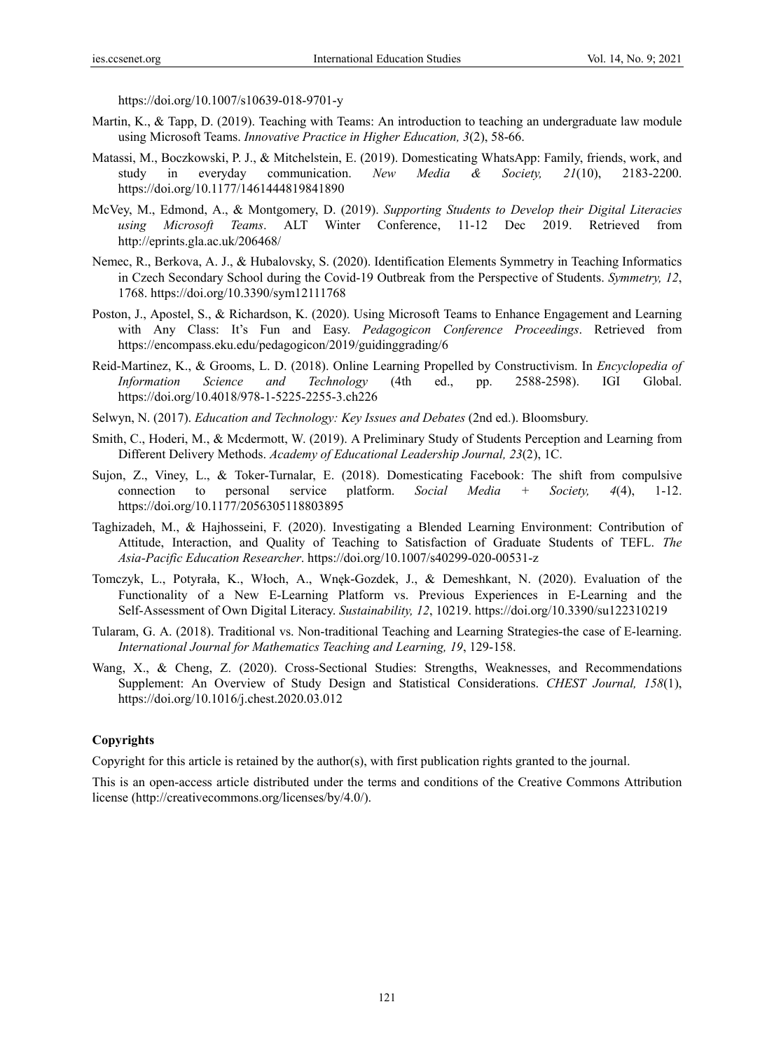https://doi.org/10.1007/s10639-018-9701-y

Martin, K., & Tapp, D. (2019). Teaching with Teams: An introduction to teaching an undergraduate law module using Microsoft Teams. *Innovative Practice in Higher Education, 3*(2), 58-66.

Matassi, M., Boczkowski, P. J., & Mitchelstein, E. (2019). Domesticating WhatsApp: Family, friends, work, and study in everyday communication. *New Media & Society, 21*(10), 2183-2200. https://doi.org/10.1177/1461444819841890

McVey, M., Edmond, A., & Montgomery, D. (2019). *Supporting Students to Develop their Digital Literacies using Microsoft Teams*. ALT Winter Conference, 11-12 Dec 2019. Retrieved from http://eprints.gla.ac.uk/206468/

Nemec, R., Berkova, A. J., & Hubalovsky, S. (2020). Identification Elements Symmetry in Teaching Informatics in Czech Secondary School during the Covid-19 Outbreak from the Perspective of Students. *Symmetry, 12*, 1768. https://doi.org/10.3390/sym12111768

Poston, J., Apostel, S., & Richardson, K. (2020). Using Microsoft Teams to Enhance Engagement and Learning with Any Class: It's Fun and Easy. *Pedagogicon Conference Proceedings*. Retrieved from https://encompass.eku.edu/pedagogicon/2019/guidinggrading/6

Reid-Martinez, K., & Grooms, L. D. (2018). Online Learning Propelled by Constructivism. In *Encyclopedia of Information Science and Technology* (4th ed., pp. 2588-2598). IGI Global. https://doi.org/10.4018/978-1-5225-2255-3.ch226

Selwyn, N. (2017). *Education and Technology: Key Issues and Debates* (2nd ed.). Bloomsbury.

Smith, C., Hoderi, M., & Mcdermott, W. (2019). A Preliminary Study of Students Perception and Learning from Different Delivery Methods. *Academy of Educational Leadership Journal, 23*(2), 1C.

Sujon, Z., Viney, L., & Toker-Turnalar, E. (2018). Domesticating Facebook: The shift from compulsive connection to personal service platform. *Social Media + Society, 4*(4), 1-12. https://doi.org/10.1177/2056305118803895

Taghizadeh, M., & Hajhosseini, F. (2020). Investigating a Blended Learning Environment: Contribution of Attitude, Interaction, and Quality of Teaching to Satisfaction of Graduate Students of TEFL. *The Asia-Pacific Education Researcher*. https://doi.org/10.1007/s40299-020-00531-z

Tomczyk, L., Potyrała, K., Włoch, A., Wnęk-Gozdek, J., & Demeshkant, N. (2020). Evaluation of the Functionality of a New E-Learning Platform vs. Previous Experiences in E-Learning and the Self-Assessment of Own Digital Literacy. *Sustainability, 12*, 10219. https://doi.org/10.3390/su122310219

Tularam, G. A. (2018). Traditional vs. Non-traditional Teaching and Learning Strategies-the case of E-learning. *International Journal for Mathematics Teaching and Learning, 19*, 129-158.

Wang, X., & Cheng, Z. (2020). Cross-Sectional Studies: Strengths, Weaknesses, and Recommendations Supplement: An Overview of Study Design and Statistical Considerations. *CHEST Journal, 158*(1), https://doi.org/10.1016/j.chest.2020.03.012

**Copyrights**

Copyright for this article is retained by the author(s), with first publication rights granted to the journal.

This is an open-access article distributed under the terms and conditions of the Creative Commons Attribution license (http://creativecommons.org/licenses/by/4.0/).